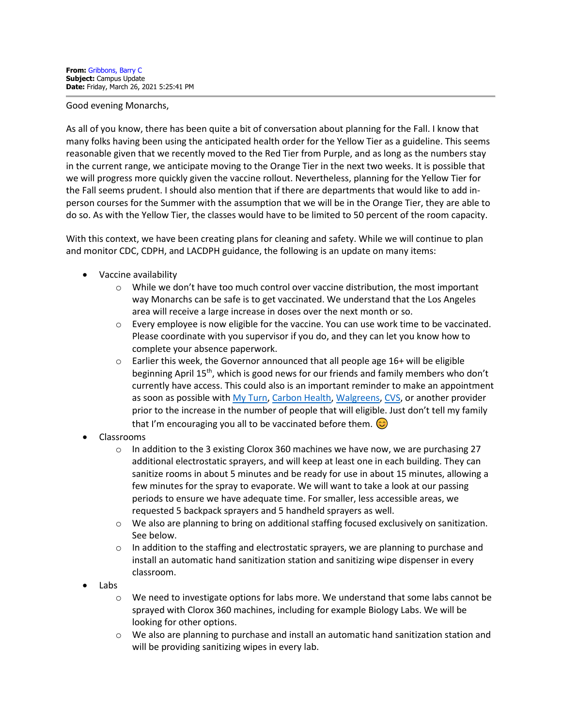**From:** Gribbons, Barry C
**Subject:** Campus Update
**Date:** Friday, March 26, 2021 5:25:41 PM

Good evening Monarchs,

As all of you know, there has been quite a bit of conversation about planning for the Fall. I know that many folks having been using the anticipated health order for the Yellow Tier as a guideline. This seems reasonable given that we recently moved to the Red Tier from Purple, and as long as the numbers stay in the current range, we anticipate moving to the Orange Tier in the next two weeks. It is possible that we will progress more quickly given the vaccine rollout. Nevertheless, planning for the Yellow Tier for the Fall seems prudent. I should also mention that if there are departments that would like to add in-person courses for the Summer with the assumption that we will be in the Orange Tier, they are able to do so. As with the Yellow Tier, the classes would have to be limited to 50 percent of the room capacity.

With this context, we have been creating plans for cleaning and safety. While we will continue to plan and monitor CDC, CDPH, and LACDPH guidance, the following is an update on many items:

- Vaccine availability
  - While we don't have too much control over vaccine distribution, the most important way Monarchs can be safe is to get vaccinated. We understand that the Los Angeles area will receive a large increase in doses over the next month or so.
  - Every employee is now eligible for the vaccine. You can use work time to be vaccinated. Please coordinate with you supervisor if you do, and they can let you know how to complete your absence paperwork.
  - Earlier this week, the Governor announced that all people age 16+ will be eligible beginning April 15th, which is good news for our friends and family members who don't currently have access. This could also is an important reminder to make an appointment as soon as possible with [My Turn](), [Carbon Health](), [Walgreens](), [CVS](), or another provider prior to the increase in the number of people that will eligible. Just don't tell my family that I'm encouraging you all to be vaccinated before them. 😊
- Classrooms
  - In addition to the 3 existing Clorox 360 machines we have now, we are purchasing 27 additional electrostatic sprayers, and will keep at least one in each building. They can sanitize rooms in about 5 minutes and be ready for use in about 15 minutes, allowing a few minutes for the spray to evaporate. We will want to take a look at our passing periods to ensure we have adequate time. For smaller, less accessible areas, we requested 5 backpack sprayers and 5 handheld sprayers as well.
  - We also are planning to bring on additional staffing focused exclusively on sanitization. See below.
  - In addition to the staffing and electrostatic sprayers, we are planning to purchase and install an automatic hand sanitization station and sanitizing wipe dispenser in every classroom.
- Labs
  - We need to investigate options for labs more. We understand that some labs cannot be sprayed with Clorox 360 machines, including for example Biology Labs. We will be looking for other options.
  - We also are planning to purchase and install an automatic hand sanitization station and will be providing sanitizing wipes in every lab.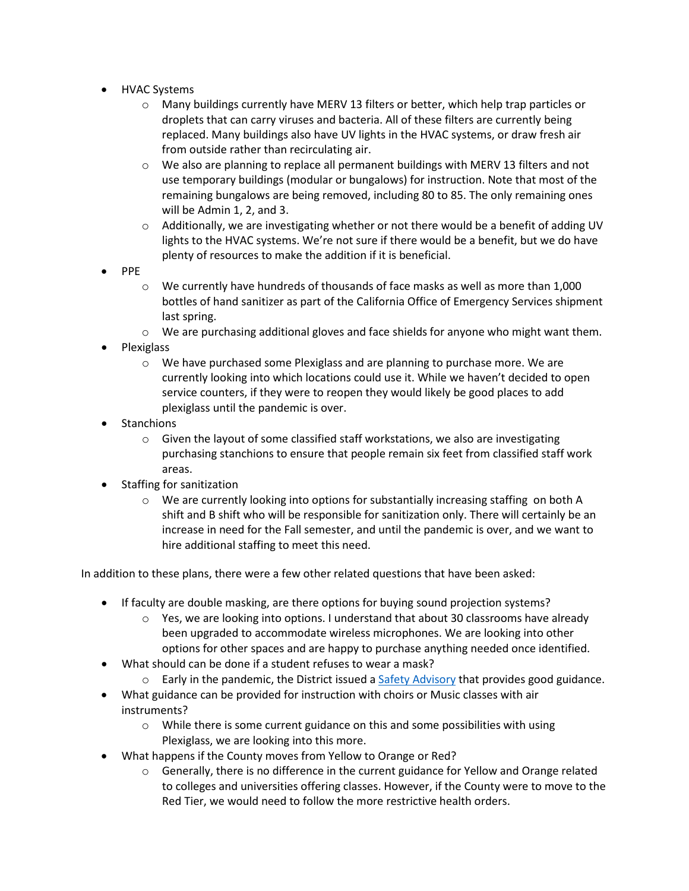- HVAC Systems
  - Many buildings currently have MERV 13 filters or better, which help trap particles or droplets that can carry viruses and bacteria. All of these filters are currently being replaced. Many buildings also have UV lights in the HVAC systems, or draw fresh air from outside rather than recirculating air.
  - We also are planning to replace all permanent buildings with MERV 13 filters and not use temporary buildings (modular or bungalows) for instruction. Note that most of the remaining bungalows are being removed, including 80 to 85. The only remaining ones will be Admin 1, 2, and 3.
  - Additionally, we are investigating whether or not there would be a benefit of adding UV lights to the HVAC systems. We're not sure if there would be a benefit, but we do have plenty of resources to make the addition if it is beneficial.
- PPE
  - We currently have hundreds of thousands of face masks as well as more than 1,000 bottles of hand sanitizer as part of the California Office of Emergency Services shipment last spring.
  - We are purchasing additional gloves and face shields for anyone who might want them.
- Plexiglass
  - We have purchased some Plexiglass and are planning to purchase more. We are currently looking into which locations could use it. While we haven't decided to open service counters, if they were to reopen they would likely be good places to add plexiglass until the pandemic is over.
- Stanchions
  - Given the layout of some classified staff workstations, we also are investigating purchasing stanchions to ensure that people remain six feet from classified staff work areas.
- Staffing for sanitization
  - We are currently looking into options for substantially increasing staffing on both A shift and B shift who will be responsible for sanitization only. There will certainly be an increase in need for the Fall semester, and until the pandemic is over, and we want to hire additional staffing to meet this need.

In addition to these plans, there were a few other related questions that have been asked:

- If faculty are double masking, are there options for buying sound projection systems?
  - Yes, we are looking into options. I understand that about 30 classrooms have already been upgraded to accommodate wireless microphones. We are looking into other options for other spaces and are happy to purchase anything needed once identified.
- What should can be done if a student refuses to wear a mask?
  - Early in the pandemic, the District issued a Safety Advisory that provides good guidance.
- What guidance can be provided for instruction with choirs or Music classes with air instruments?
  - While there is some current guidance on this and some possibilities with using Plexiglass, we are looking into this more.
- What happens if the County moves from Yellow to Orange or Red?
  - Generally, there is no difference in the current guidance for Yellow and Orange related to colleges and universities offering classes. However, if the County were to move to the Red Tier, we would need to follow the more restrictive health orders.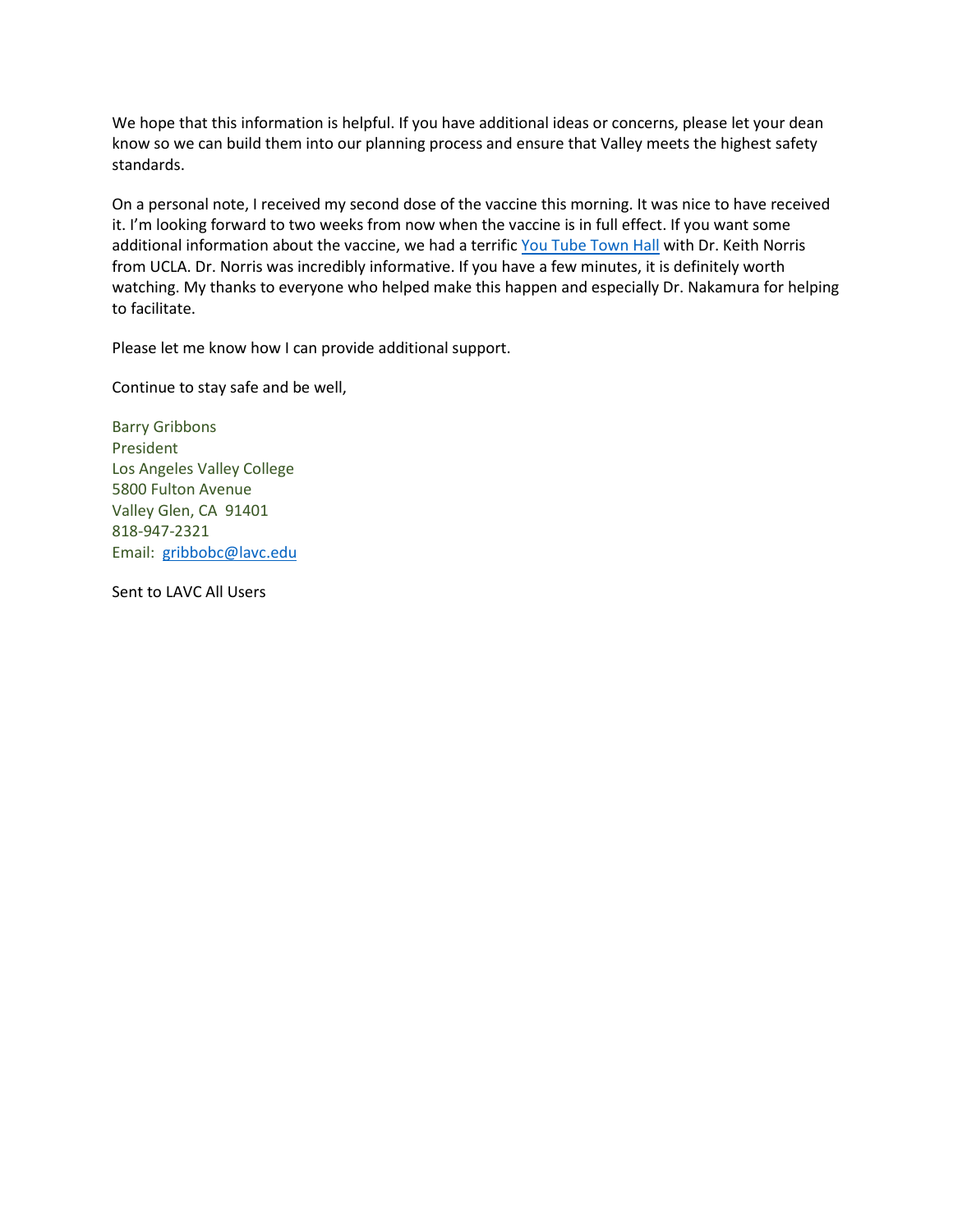We hope that this information is helpful. If you have additional ideas or concerns, please let your dean know so we can build them into our planning process and ensure that Valley meets the highest safety standards.

On a personal note, I received my second dose of the vaccine this morning. It was nice to have received it. I'm looking forward to two weeks from now when the vaccine is in full effect. If you want some additional information about the vaccine, we had a terrific You Tube Town Hall with Dr. Keith Norris from UCLA. Dr. Norris was incredibly informative. If you have a few minutes, it is definitely worth watching. My thanks to everyone who helped make this happen and especially Dr. Nakamura for helping to facilitate.

Please let me know how I can provide additional support.

Continue to stay safe and be well,

Barry Gribbons  
President  
Los Angeles Valley College  
5800 Fulton Avenue  
Valley Glen, CA 91401  
818-947-2321  
Email: gribbobc@lavc.edu

Sent to LAVC All Users